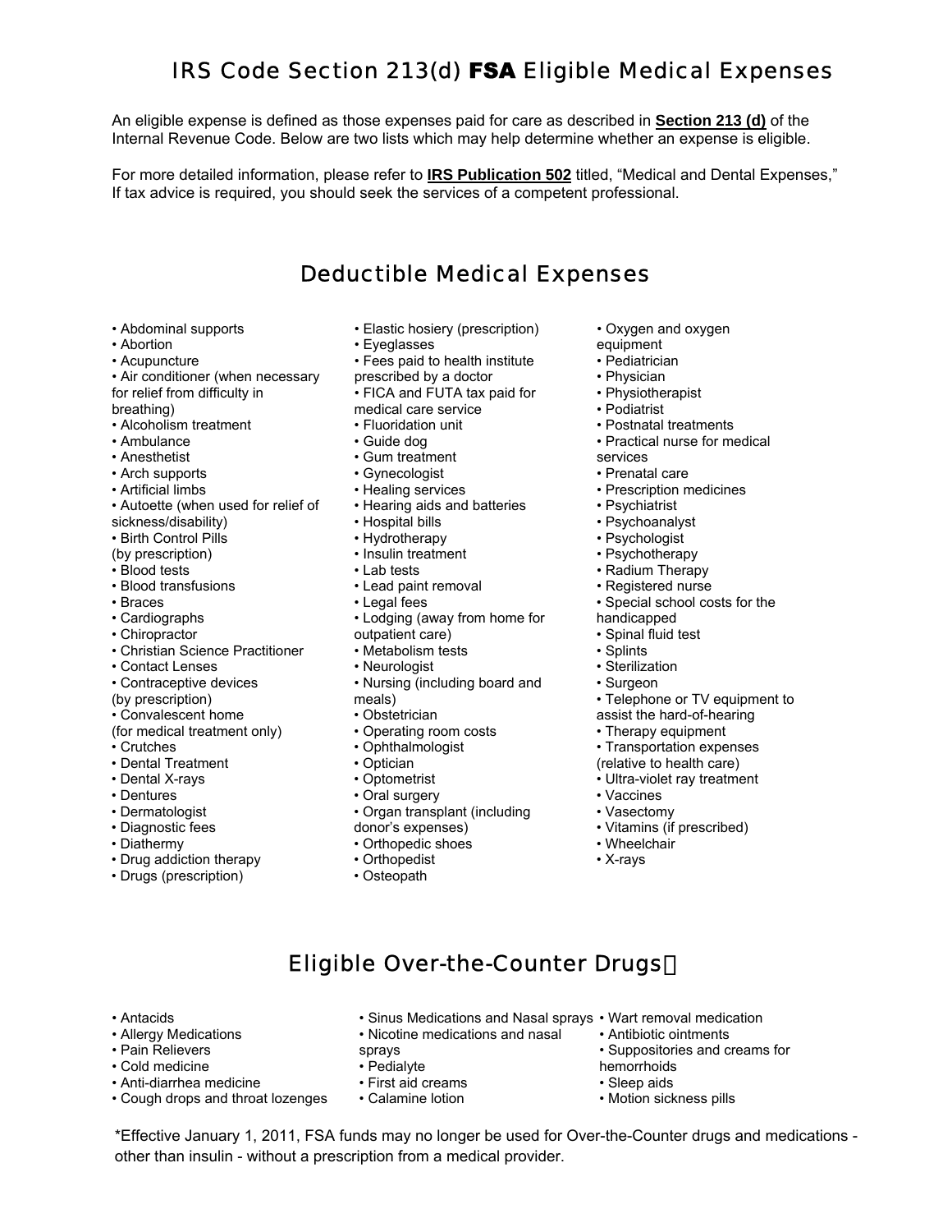# IRS Code Section 213(d) **FSA** Eligible Medical Expenses

An eligible expense is defined as those expenses paid for care as described in **Section 213 (d)** of the Internal Revenue Code. Below are two lists which may help determine whether an expense is eligible.

For more detailed information, please refer to **IRS Publication 502** titled, "Medical and Dental Expenses," If tax advice is required, you should seek the services of a competent professional.

## Deductible Medical Expenses

- Abdominal supports
- Abortion
- Acupuncture
- Air conditioner (when necessary for relief from difficulty in breathing)
- Alcoholism treatment
- Ambulance
- Anesthetist
- Arch supports
- Artificial limbs
- Autoette (when used for relief of sickness/disability)
- Birth Control Pills (by prescription)
- Blood tests
- Blood transfusions
- Braces
- Cardiographs
- Chiropractor
- Christian Science Practitioner
- Contact Lenses
- Contraceptive devices (by prescription)
- Convalescent home (for medical treatment only)
- Crutches
- Dental Treatment
- Dental X-rays
- Dentures
- Dermatologist
- Diagnostic fees
- Diathermy
- Drug addiction therapy
- Drugs (prescription)
- Elastic hosiery (prescription)
- Eyeglasses
- Fees paid to health institute prescribed by a doctor
- FICA and FUTA tax paid for medical care service
- Fluoridation unit
- Guide dog
- Gum treatment
- Gynecologist
- Healing services
- Hearing aids and batteries
- Hospital bills
- Hydrotherapy
- Insulin treatment
- Lab tests
- Lead paint removal
- Legal fees
- Lodging (away from home for outpatient care)
- Metabolism tests
- Neurologist
- Nursing (including board and meals)
- Obstetrician
- Operating room costs
- Ophthalmologist
- Optician
- Optometrist
- Oral surgery
- Organ transplant (including donor's expenses)
- Orthopedic shoes
- Orthopedist
- Osteopath
- Oxygen and oxygen equipment
- Pediatrician
- Physician
- Physiotherapist
- Podiatrist
- Postnatal treatments
- Practical nurse for medical services
- Prenatal care
- Prescription medicines
- Psychiatrist
- Psychoanalyst
- Psychologist
- Psychotherapy
- Radium Therapy
- Registered nurse
- Special school costs for the handicapped
- Spinal fluid test
- Splints
- Sterilization
- Surgeon
- Telephone or TV equipment to assist the hard-of-hearing
- Therapy equipment
- Transportation expenses (relative to health care)
- Ultra-violet ray treatment
- Vaccines
- Vasectomy
- Vitamins (if prescribed)
- Wheelchair
- X-rays

## Eligible Over-the-Counter Drugs*

- Antacids
- Allergy Medications
- Pain Relievers
- Cold medicine
- Anti-diarrhea medicine
- Cough drops and throat lozenges
- Sinus Medications and Nasal sprays
- Nicotine medications and nasal sprays
- Pedialyte
- First aid creams
- Calamine lotion
- Wart removal medication
- Antibiotic ointments
- Suppositories and creams for hemorrhoids
- Sleep aids
- Motion sickness pills

*Effective January 1, 2011, FSA funds may no longer be used for Over-the-Counter drugs and medications - other than insulin - without a prescription from a medical provider.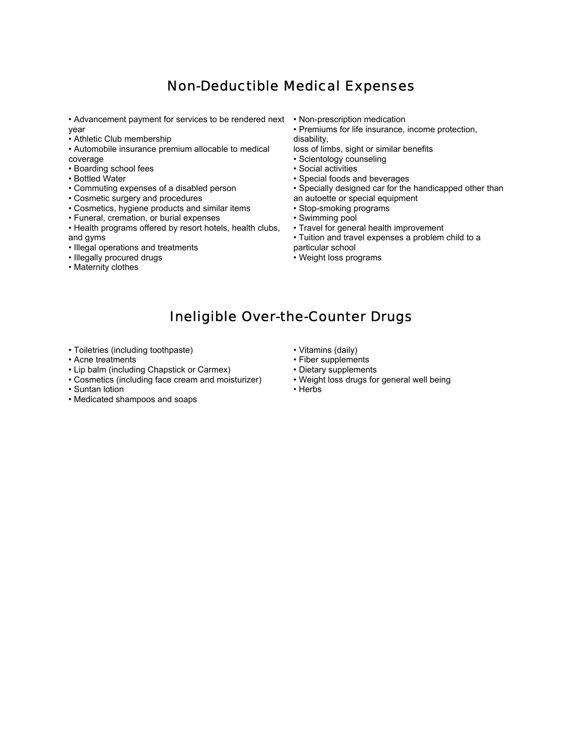## Non-Deductible Medical Expenses

- Advancement payment for services to be rendered next year
- Athletic Club membership
- Automobile insurance premium allocable to medical coverage
- Boarding school fees
- Bottled Water
- Commuting expenses of a disabled person
- Cosmetic surgery and procedures
- Cosmetics, hygiene products and similar items
- Funeral, cremation, or burial expenses
- Health programs offered by resort hotels, health clubs, and gyms
- Illegal operations and treatments
- Illegally procured drugs
- Maternity clothes
- Non-prescription medication
- Premiums for life insurance, income protection, disability, loss of limbs, sight or similar benefits
- Scientology counseling
- Social activities
- Special foods and beverages
- Specially designed car for the handicapped other than an autoette or special equipment
- Stop-smoking programs
- Swimming pool
- Travel for general health improvement
- Tuition and travel expenses a problem child to a particular school
- Weight loss programs

## Ineligible Over-the-Counter Drugs

- Toiletries (including toothpaste)
- Acne treatments
- Lip balm (including Chapstick or Carmex)
- Cosmetics (including face cream and moisturizer)
- Suntan lotion
- Medicated shampoos and soaps
- Vitamins (daily)
- Fiber supplements
- Dietary supplements
- Weight loss drugs for general well being
- Herbs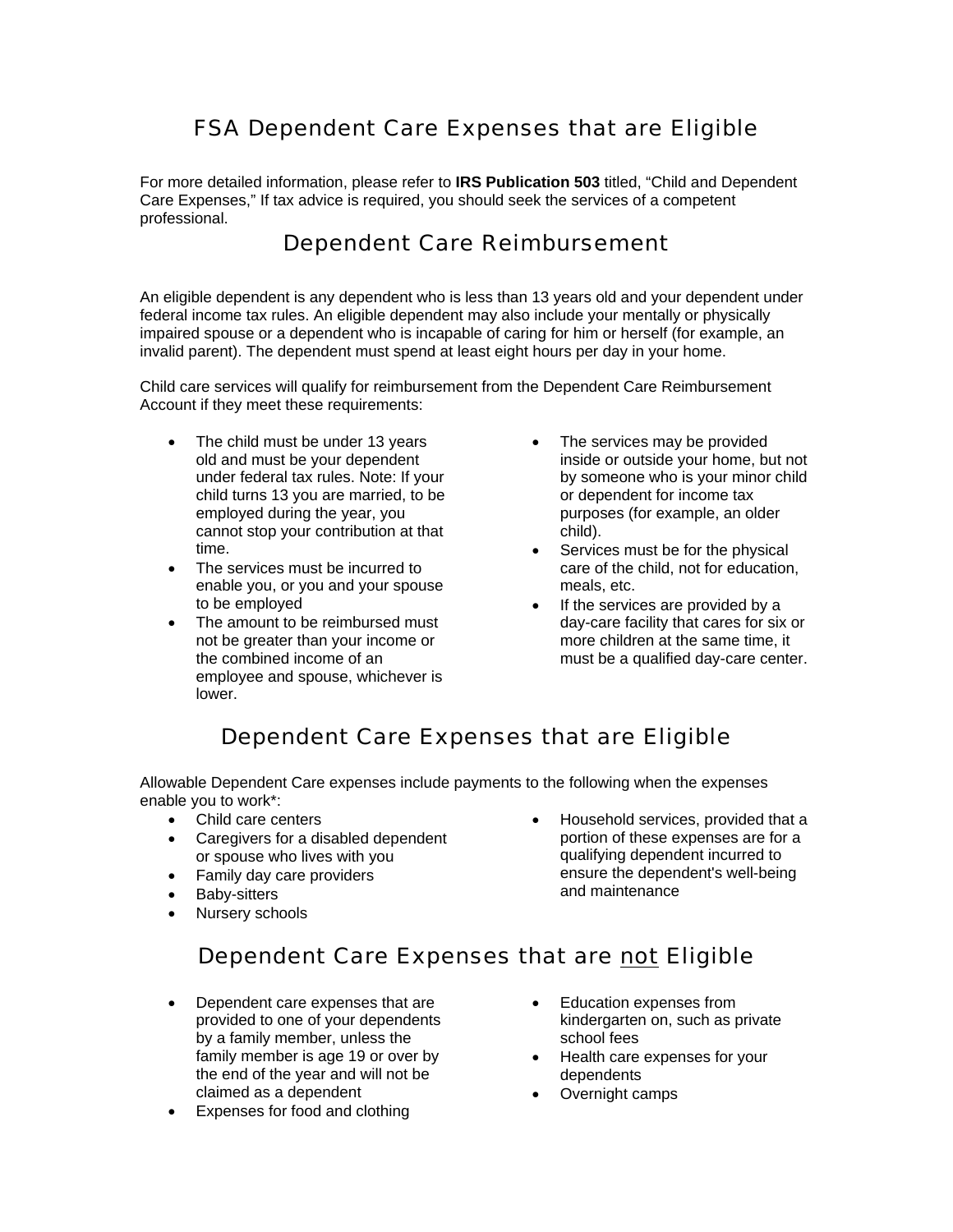# FSA Dependent Care Expenses that are Eligible

For more detailed information, please refer to **IRS Publication 503** titled, "Child and Dependent Care Expenses," If tax advice is required, you should seek the services of a competent professional.

## Dependent Care Reimbursement

An eligible dependent is any dependent who is less than 13 years old and your dependent under federal income tax rules. An eligible dependent may also include your mentally or physically impaired spouse or a dependent who is incapable of caring for him or herself (for example, an invalid parent). The dependent must spend at least eight hours per day in your home.

Child care services will qualify for reimbursement from the Dependent Care Reimbursement Account if they meet these requirements:

- The child must be under 13 years old and must be your dependent under federal tax rules. Note: If your child turns 13 you are married, to be employed during the year, you cannot stop your contribution at that time.
- The services must be incurred to enable you, or you and your spouse to be employed
- The amount to be reimbursed must not be greater than your income or the combined income of an employee and spouse, whichever is lower.
- The services may be provided inside or outside your home, but not by someone who is your minor child or dependent for income tax purposes (for example, an older child).
- Services must be for the physical care of the child, not for education, meals, etc.
- If the services are provided by a day-care facility that cares for six or more children at the same time, it must be a qualified day-care center.

## Dependent Care Expenses that are Eligible

Allowable Dependent Care expenses include payments to the following when the expenses enable you to work*:

- Child care centers
- Caregivers for a disabled dependent or spouse who lives with you
- Family day care providers
- Baby-sitters
- Nursery schools
- Household services, provided that a portion of these expenses are for a qualifying dependent incurred to ensure the dependent's well-being and maintenance

## Dependent Care Expenses that are <u>not</u> Eligible

- Dependent care expenses that are provided to one of your dependents by a family member, unless the family member is age 19 or over by the end of the year and will not be claimed as a dependent
- Expenses for food and clothing
- Education expenses from kindergarten on, such as private school fees
- Health care expenses for your dependents
- Overnight camps